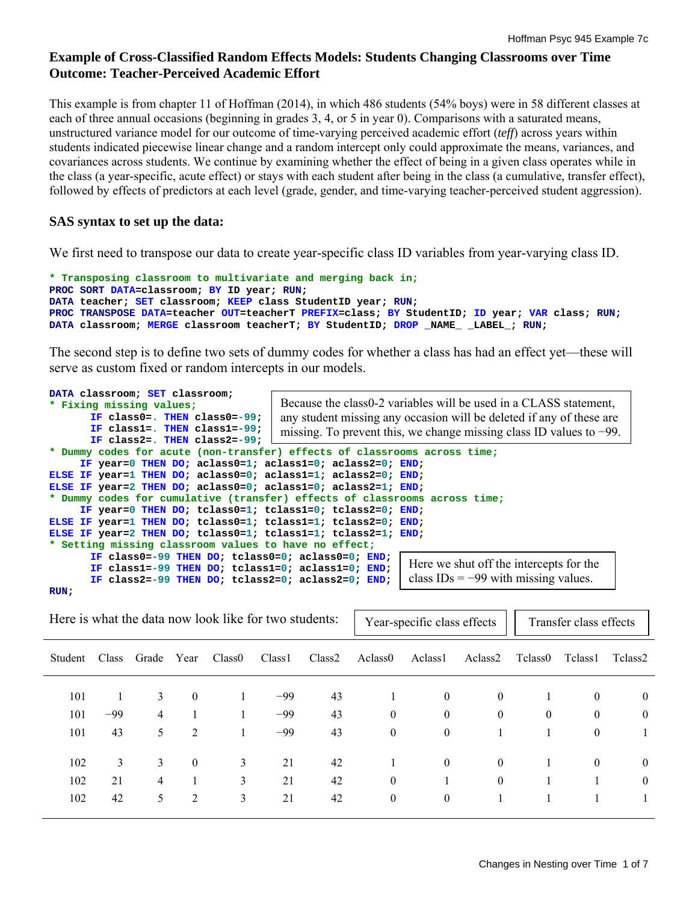# Example of Cross-Classified Random Effects Models: Students Changing Classrooms over Time
## Outcome: Teacher-Perceived Academic Effort

This example is from chapter 11 of Hoffman (2014), in which 486 students (54% boys) were in 58 different classes at each of three annual occasions (beginning in grades 3, 4, or 5 in year 0). Comparisons with a saturated means, unstructured variance model for our outcome of time-varying perceived academic effort (*teff*) across years within students indicated piecewise linear change and a random intercept only could approximate the means, variances, and covariances across students. We continue by examining whether the effect of being in a given class operates while in the class (a year-specific, acute effect) or stays with each student after being in the class (a cumulative, transfer effect), followed by effects of predictors at each level (grade, gender, and time-varying teacher-perceived student aggression).

### SAS syntax to set up the data:

We first need to transpose our data to create year-specific class ID variables from year-varying class ID.

```
* Transposing classroom to multivariate and merging back in;
PROC SORT DATA=classroom; BY ID year; RUN;
DATA teacher; SET classroom; KEEP class StudentID year; RUN;
PROC TRANSPOSE DATA=teacher OUT=teacherT PREFIX=class; BY StudentID; ID year; VAR class; RUN;
DATA classroom; MERGE classroom teacherT; BY StudentID; DROP _NAME_ _LABEL_; RUN;
```

The second step is to define two sets of dummy codes for whether a class has had an effect yet—these will serve as custom fixed or random intercepts in our models.

```
DATA classroom; SET classroom;
* Fixing missing values;
      IF class0=. THEN class0=-99;
      IF class1=. THEN class1=-99;
      IF class2=. THEN class2=-99;
* Dummy codes for acute (non-transfer) effects of classrooms across time;
     IF year=0 THEN DO; aclass0=1; aclass1=0; aclass2=0; END;
ELSE IF year=1 THEN DO; aclass0=0; aclass1=1; aclass2=0; END;
ELSE IF year=2 THEN DO; aclass0=0; aclass1=0; aclass2=1; END;
* Dummy codes for cumulative (transfer) effects of classrooms across time;
     IF year=0 THEN DO; tclass0=1; tclass1=0; tclass2=0; END;
ELSE IF year=1 THEN DO; tclass0=1; tclass1=1; tclass2=0; END;
ELSE IF year=2 THEN DO; tclass0=1; tclass1=1; tclass2=1; END;
* Setting missing classroom values to have no effect;
      IF class0=-99 THEN DO; tclass0=0; aclass0=0; END;
      IF class1=-99 THEN DO; tclass1=0; aclass1=0; END;
      IF class2=-99 THEN DO; tclass2=0; aclass2=0; END;
RUN;
```

Because the class0-2 variables will be used in a CLASS statement, any student missing any occasion will be deleted if any of these are missing. To prevent this, we change missing class ID values to −99.

Here we shut off the intercepts for the class IDs = −99 with missing values.

Here is what the data now look like for two students:

| | | | | | | | Year-specific class effects | | | Transfer class effects | | |
|---|---|---|---|---|---|---|---|---|---|---|---|---|
| Student | Class | Grade | Year | Class0 | Class1 | Class2 | Aclass0 | Aclass1 | Aclass2 | Tclass0 | Tclass1 | Tclass2 |
| 101 | 1 | 3 | 0 | 1 | −99 | 43 | 1 | 0 | 0 | 1 | 0 | 0 |
| 101 | −99 | 4 | 1 | 1 | −99 | 43 | 0 | 0 | 0 | 0 | 0 | 0 |
| 101 | 43 | 5 | 2 | 1 | −99 | 43 | 0 | 0 | 1 | 1 | 0 | 1 |
| 102 | 3 | 3 | 0 | 3 | 21 | 42 | 1 | 0 | 0 | 1 | 0 | 0 |
| 102 | 21 | 4 | 1 | 3 | 21 | 42 | 0 | 1 | 0 | 1 | 1 | 0 |
| 102 | 42 | 5 | 2 | 3 | 21 | 42 | 0 | 0 | 1 | 1 | 1 | 1 |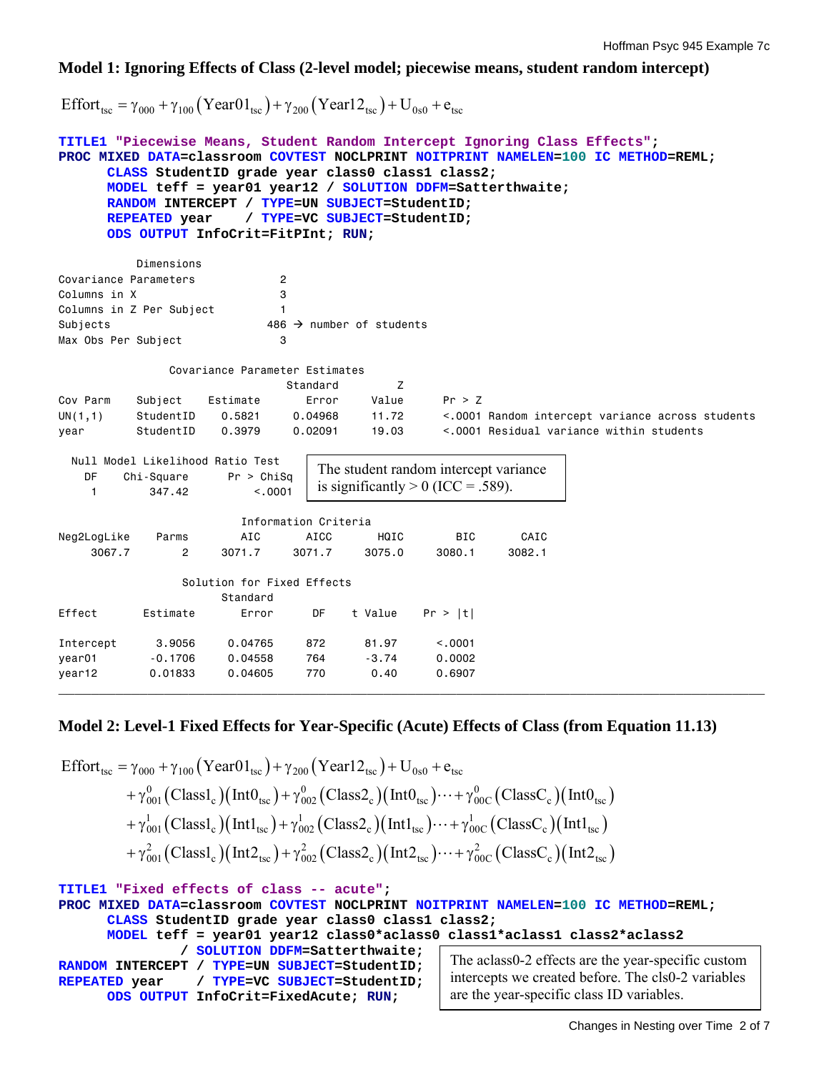**Model 1: Ignoring Effects of Class (2-level model; piecewise means, student random intercept)**

$$\text{Effort}_{tsc} = \gamma_{000} + \gamma_{100}\left(\text{Year01}_{tsc}\right) + \gamma_{200}\left(\text{Year12}_{tsc}\right) + U_{0s0} + e_{tsc}$$

```
TITLE1 "Piecewise Means, Student Random Intercept Ignoring Class Effects";
PROC MIXED DATA=classroom COVTEST NOCLPRINT NOITPRINT NAMELEN=100 IC METHOD=REML;
      CLASS StudentID grade year class0 class1 class2;
      MODEL teff = year01 year12 / SOLUTION DDFM=Satterthwaite;
      RANDOM INTERCEPT / TYPE=UN SUBJECT=StudentID;
      REPEATED year    / TYPE=VC SUBJECT=StudentID;
      ODS OUTPUT InfoCrit=FitPInt; RUN;
```

```
            Dimensions
Covariance Parameters            2
Columns in X                     3
Columns in Z Per Subject         1
Subjects                       486 → number of students
Max Obs Per Subject              3

                Covariance Parameter Estimates
                                Standard         Z
Cov Parm    Subject    Estimate     Error      Value      Pr > Z
UN(1,1)     StudentID    0.5821   0.04968      11.72      <.0001 Random intercept variance across students
year        StudentID    0.3979   0.02091      19.03      <.0001 Residual variance within students

  Null Model Likelihood Ratio Test
    DF    Chi-Square      Pr > ChiSq
     1        347.42          <.0001
```

The student random intercept variance is significantly > 0 (ICC = .589).

```
                          Information Criteria
Neg2LogLike    Parms      AIC      AICC      HQIC       BIC      CAIC
     3067.7        2   3071.7    3071.7    3075.0    3080.1    3082.1

                  Solution for Fixed Effects
                          Standard
Effect        Estimate       Error      DF    t Value    Pr > |t|

Intercept       3.9056     0.04765     872      81.97      <.0001
year01         -0.1706     0.04558     764      -3.74      0.0002
year12         0.01833     0.04605     770       0.40      0.6907
```

---

**Model 2: Level-1 Fixed Effects for Year-Specific (Acute) Effects of Class (from Equation 11.13)**

$$\begin{aligned}
\text{Effort}_{tsc} = {} & \gamma_{000} + \gamma_{100}\left(\text{Year01}_{tsc}\right) + \gamma_{200}\left(\text{Year12}_{tsc}\right) + U_{0s0} + e_{tsc} \\
& + \gamma_{001}^{0}\left(\text{Class1}_{c}\right)\left(\text{Int0}_{tsc}\right) + \gamma_{002}^{0}\left(\text{Class2}_{c}\right)\left(\text{Int0}_{tsc}\right)\cdots + \gamma_{00C}^{0}\left(\text{ClassC}_{c}\right)\left(\text{Int0}_{tsc}\right) \\
& + \gamma_{001}^{1}\left(\text{Class1}_{c}\right)\left(\text{Int1}_{tsc}\right) + \gamma_{002}^{1}\left(\text{Class2}_{c}\right)\left(\text{Int1}_{tsc}\right)\cdots + \gamma_{00C}^{1}\left(\text{ClassC}_{c}\right)\left(\text{Int1}_{tsc}\right) \\
& + \gamma_{001}^{2}\left(\text{Class1}_{c}\right)\left(\text{Int2}_{tsc}\right) + \gamma_{002}^{2}\left(\text{Class2}_{c}\right)\left(\text{Int2}_{tsc}\right)\cdots + \gamma_{00C}^{2}\left(\text{ClassC}_{c}\right)\left(\text{Int2}_{tsc}\right)
\end{aligned}$$

```
TITLE1 "Fixed effects of class -- acute";
PROC MIXED DATA=classroom COVTEST NOCLPRINT NOITPRINT NAMELEN=100 IC METHOD=REML;
      CLASS StudentID grade year class0 class1 class2;
      MODEL teff = year01 year12 class0*aclass0 class1*aclass1 class2*aclass2
               / SOLUTION DDFM=Satterthwaite;
RANDOM INTERCEPT / TYPE=UN SUBJECT=StudentID;
REPEATED year    / TYPE=VC SUBJECT=StudentID;
      ODS OUTPUT InfoCrit=FixedAcute; RUN;
```

The aclass0-2 effects are the year-specific custom intercepts we created before. The cls0-2 variables are the year-specific class ID variables.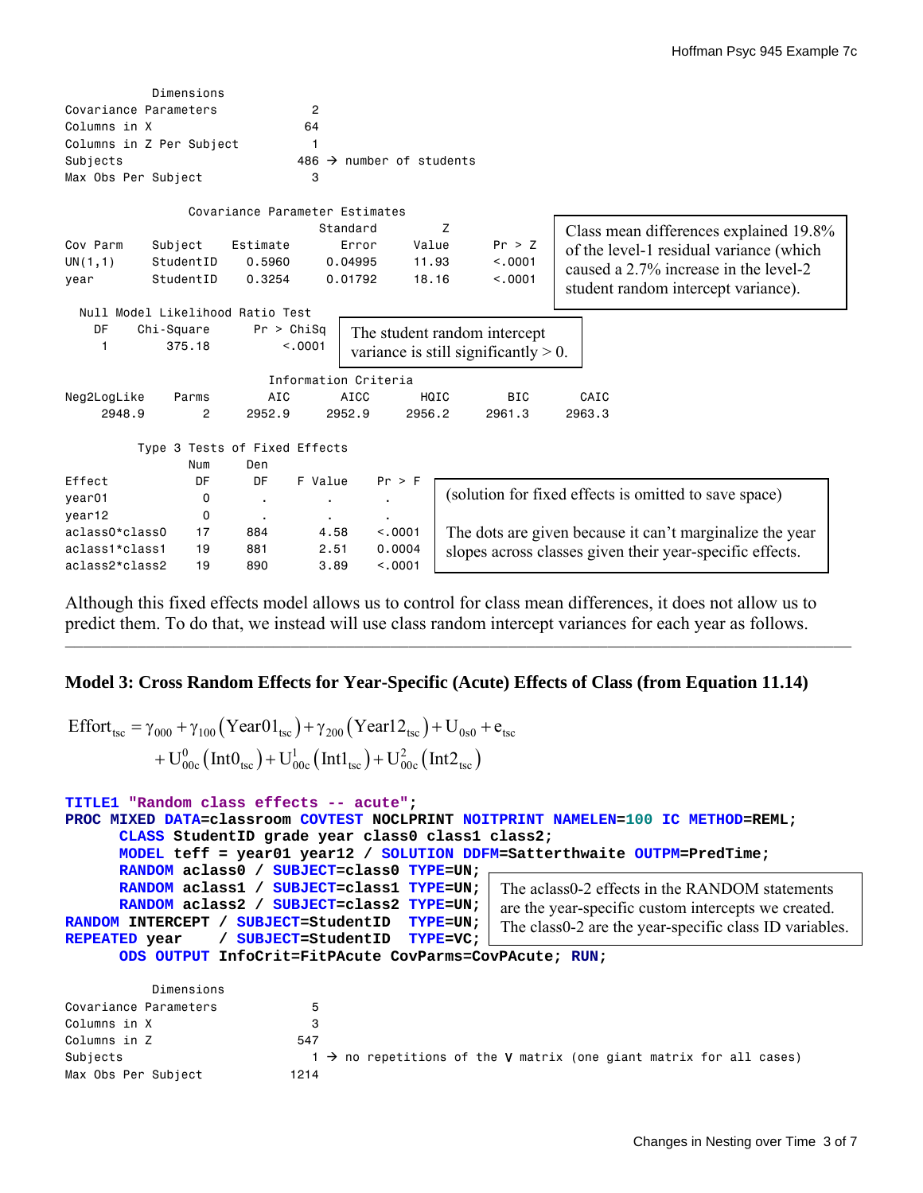```
            Dimensions
Covariance Parameters              2
Columns in X                      64
Columns in Z Per Subject           1
Subjects                         486 → number of students
Max Obs Per Subject                3

                 Covariance Parameter Estimates
                                    Standard         Z
Cov Parm     Subject    Estimate       Error     Value        Pr > Z
UN(1,1)      StudentID    0.5960     0.04995     11.93        <.0001
year         StudentID    0.3254     0.01792     18.16        <.0001
```

Class mean differences explained 19.8% of the level-1 residual variance (which caused a 2.7% increase in the level-2 student random intercept variance).

```
  Null Model Likelihood Ratio Test
    DF    Chi-Square      Pr > ChiSq
     1        375.18          <.0001
```

The student random intercept variance is still significantly > 0.

```
                        Information Criteria
Neg2LogLike     Parms       AIC      AICC      HQIC       BIC      CAIC
     2948.9         2    2952.9    2952.9    2956.2    2961.3    2963.3

        Type 3 Tests of Fixed Effects
                  Num     Den
Effect             DF      DF    F Value    Pr > F
year01              0       .        .         .
year12              0       .        .         .
aclass0*class0     17     884      4.58    <.0001
aclass1*class1     19     881      2.51    0.0004
aclass2*class2     19     890      3.89    <.0001
```

(solution for fixed effects is omitted to save space)

The dots are given because it can't marginalize the year slopes across classes given their year-specific effects.

Although this fixed effects model allows us to control for class mean differences, it does not allow us to predict them. To do that, we instead will use class random intercept variances for each year as follows.

---

## Model 3: Cross Random Effects for Year-Specific (Acute) Effects of Class (from Equation 11.14)

$$\begin{aligned}\text{Effort}_{tsc} &= \gamma_{000} + \gamma_{100}\left(\text{Year01}_{tsc}\right) + \gamma_{200}\left(\text{Year12}_{tsc}\right) + \text{U}_{0s0} + \text{e}_{tsc} \\ &\quad + \text{U}^{0}_{00c}\left(\text{Int0}_{tsc}\right) + \text{U}^{1}_{00c}\left(\text{Int1}_{tsc}\right) + \text{U}^{2}_{00c}\left(\text{Int2}_{tsc}\right)\end{aligned}$$

```
TITLE1 "Random class effects -- acute";
PROC MIXED DATA=classroom COVTEST NOCLPRINT NOITPRINT NAMELEN=100 IC METHOD=REML;
      CLASS StudentID grade year class0 class1 class2;
      MODEL teff = year01 year12 / SOLUTION DDFM=Satterthwaite OUTPM=PredTime;
      RANDOM aclass0 / SUBJECT=class0 TYPE=UN;
      RANDOM aclass1 / SUBJECT=class1 TYPE=UN;
      RANDOM aclass2 / SUBJECT=class2 TYPE=UN;
RANDOM INTERCEPT / SUBJECT=StudentID  TYPE=UN;
REPEATED year     / SUBJECT=StudentID  TYPE=VC;
      ODS OUTPUT InfoCrit=FitPAcute CovParms=CovPAcute; RUN;
```

The aclass0-2 effects in the RANDOM statements are the year-specific custom intercepts we created. The class0-2 are the year-specific class ID variables.

```
            Dimensions
Covariance Parameters              5
Columns in X                       3
Columns in Z                     547
Subjects                           1 → no repetitions of the V matrix (one giant matrix for all cases)
Max Obs Per Subject             1214
```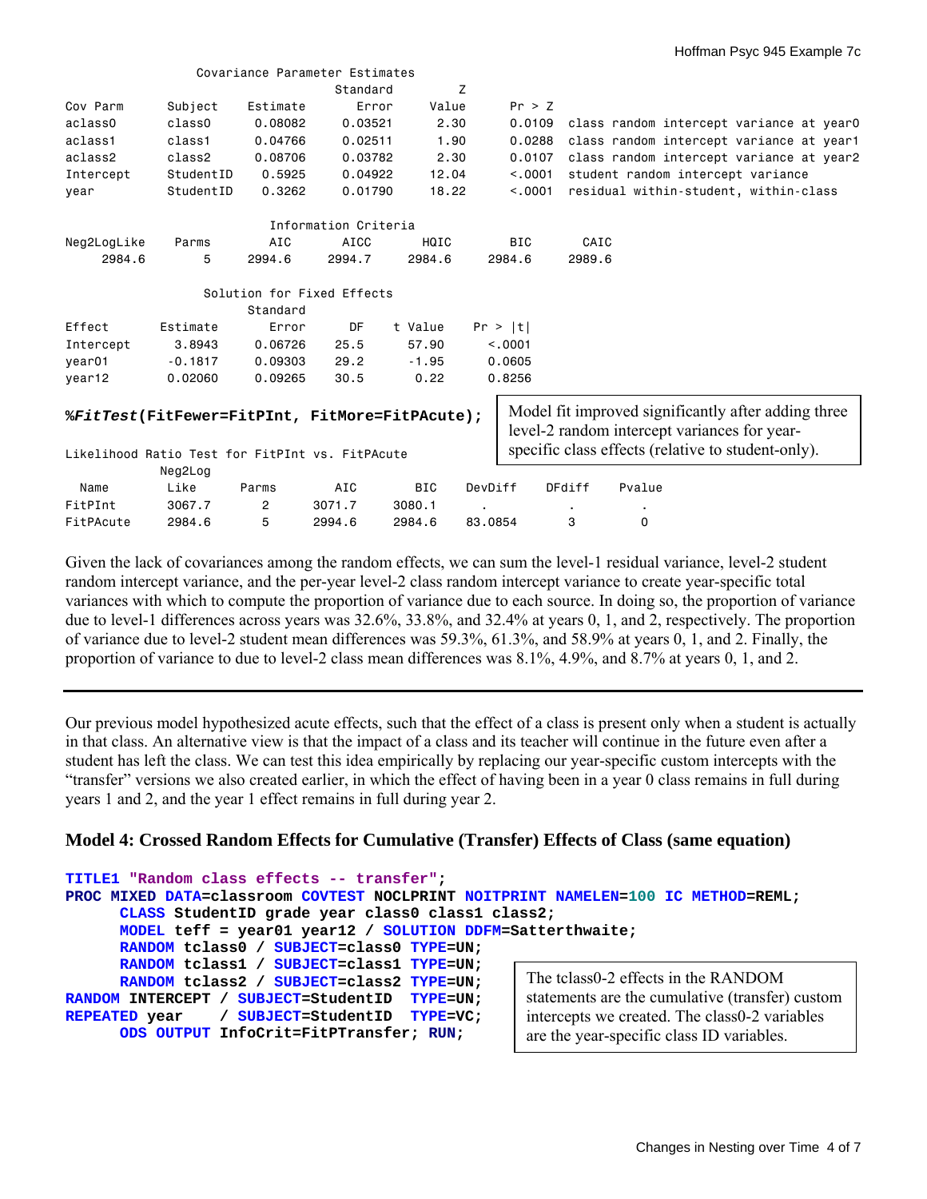```
                Covariance Parameter Estimates
                                  Standard         Z
Cov Parm      Subject    Estimate      Error     Value        Pr > Z
aclass0       class0      0.08082    0.03521      2.30        0.0109  class random intercept variance at year0
aclass1       class1      0.04766    0.02511      1.90        0.0288  class random intercept variance at year1
aclass2       class2      0.08706    0.03782      2.30        0.0107  class random intercept variance at year2
Intercept     StudentID    0.5925    0.04922     12.04        <.0001  student random intercept variance
year          StudentID    0.3262    0.01790     18.22        <.0001  residual within-student, within-class

                       Information Criteria
Neg2LogLike    Parms      AIC      AICC      HQIC       BIC      CAIC
     2984.6        5   2994.6    2994.7    2984.6    2984.6    2989.6

               Solution for Fixed Effects
                         Standard
Effect       Estimate       Error      DF    t Value    Pr > |t|
Intercept      3.8943     0.06726    25.5      57.90      <.0001
year01        -0.1817     0.09303    29.2      -1.95      0.0605
year12        0.02060     0.09265    30.5       0.22      0.8256
```

```
%FitTest(FitFewer=FitPInt, FitMore=FitPAcute);
```

Model fit improved significantly after adding three level-2 random intercept variances for year-specific class effects (relative to student-only).

```
Likelihood Ratio Test for FitPInt vs. FitPAcute
             Neg2Log
  Name         Like      Parms       AIC        BIC     DevDiff     DFdiff     Pvalue
FitPInt       3067.7       2       3071.7     3080.1       .           .          .
FitPAcute     2984.6       5       2994.6     2984.6    83.0854        3          0
```

Given the lack of covariances among the random effects, we can sum the level-1 residual variance, level-2 student random intercept variance, and the per-year level-2 class random intercept variance to create year-specific total variances with which to compute the proportion of variance due to each source. In doing so, the proportion of variance due to level-1 differences across years was 32.6%, 33.8%, and 32.4% at years 0, 1, and 2, respectively. The proportion of variance due to level-2 student mean differences was 59.3%, 61.3%, and 58.9% at years 0, 1, and 2. Finally, the proportion of variance to due to level-2 class mean differences was 8.1%, 4.9%, and 8.7% at years 0, 1, and 2.

---

Our previous model hypothesized acute effects, such that the effect of a class is present only when a student is actually in that class. An alternative view is that the impact of a class and its teacher will continue in the future even after a student has left the class. We can test this idea empirically by replacing our year-specific custom intercepts with the "transfer" versions we also created earlier, in which the effect of having been in a year 0 class remains in full during years 1 and 2, and the year 1 effect remains in full during year 2.

### Model 4: Crossed Random Effects for Cumulative (Transfer) Effects of Class (same equation)

```
TITLE1 "Random class effects -- transfer";
PROC MIXED DATA=classroom COVTEST NOCLPRINT NOITPRINT NAMELEN=100 IC METHOD=REML;
     CLASS StudentID grade year class0 class1 class2;
     MODEL teff = year01 year12 / SOLUTION DDFM=Satterthwaite;
     RANDOM tclass0 / SUBJECT=class0 TYPE=UN;
     RANDOM tclass1 / SUBJECT=class1 TYPE=UN;
     RANDOM tclass2 / SUBJECT=class2 TYPE=UN;
RANDOM INTERCEPT / SUBJECT=StudentID  TYPE=UN;
REPEATED year    / SUBJECT=StudentID  TYPE=VC;
     ODS OUTPUT InfoCrit=FitPTransfer; RUN;
```

The tclass0-2 effects in the RANDOM statements are the cumulative (transfer) custom intercepts we created. The class0-2 variables are the year-specific class ID variables.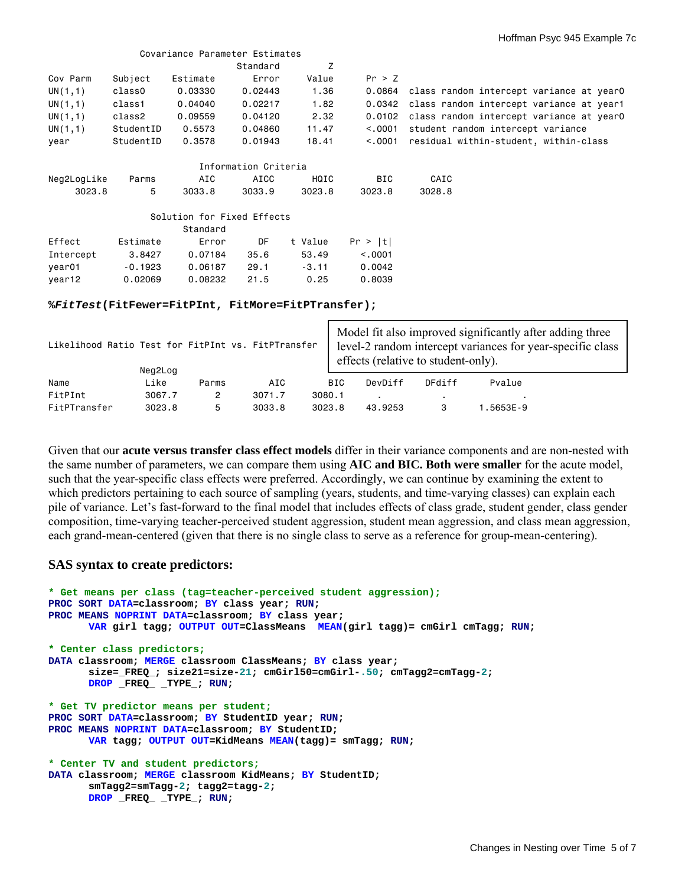Covariance Parameter Estimates

| Cov Parm | Subject | Estimate | Standard Error | Z Value | Pr > Z | |
|---|---|---|---|---|---|---|
| UN(1,1) | class0 | 0.03330 | 0.02443 | 1.36 | 0.0864 | class random intercept variance at year0 |
| UN(1,1) | class1 | 0.04040 | 0.02217 | 1.82 | 0.0342 | class random intercept variance at year1 |
| UN(1,1) | class2 | 0.09559 | 0.04120 | 2.32 | 0.0102 | class random intercept variance at year0 |
| UN(1,1) | StudentID | 0.5573 | 0.04860 | 11.47 | <.0001 | student random intercept variance |
| year | StudentID | 0.3578 | 0.01943 | 18.41 | <.0001 | residual within-student, within-class |

Information Criteria

| Neg2LogLike | Parms | AIC | AICC | HQIC | BIC | CAIC |
|---|---|---|---|---|---|---|
| 3023.8 | 5 | 3033.8 | 3033.9 | 3023.8 | 3023.8 | 3028.8 |

Solution for Fixed Effects

| Effect | Estimate | Standard Error | DF | t Value | Pr > \|t\| |
|---|---|---|---|---|---|
| Intercept | 3.8427 | 0.07184 | 35.6 | 53.49 | <.0001 |
| year01 | -0.1923 | 0.06187 | 29.1 | -3.11 | 0.0042 |
| year12 | 0.02069 | 0.08232 | 21.5 | 0.25 | 0.8039 |

```
%FitTest(FitFewer=FitPInt, FitMore=FitPTransfer);
```

Likelihood Ratio Test for FitPInt vs. FitPTransfer

Model fit also improved significantly after adding three level-2 random intercept variances for year-specific class effects (relative to student-only).

| Name | Neg2Log Like | Parms | AIC | BIC | DevDiff | DFdiff | Pvalue |
|---|---|---|---|---|---|---|---|
| FitPInt | 3067.7 | 2 | 3071.7 | 3080.1 | . | . | . |
| FitPTransfer | 3023.8 | 5 | 3033.8 | 3023.8 | 43.9253 | 3 | 1.5653E-9 |

Given that our **acute versus transfer class effect models** differ in their variance components and are non-nested with the same number of parameters, we can compare them using **AIC and BIC. Both were smaller** for the acute model, such that the year-specific class effects were preferred. Accordingly, we can continue by examining the extent to which predictors pertaining to each source of sampling (years, students, and time-varying classes) can explain each pile of variance. Let's fast-forward to the final model that includes effects of class grade, student gender, class gender composition, time-varying teacher-perceived student aggression, student mean aggression, and class mean aggression, each grand-mean-centered (given that there is no single class to serve as a reference for group-mean-centering).

### SAS syntax to create predictors:

```
* Get means per class (tag=teacher-perceived student aggression);
PROC SORT DATA=classroom; BY class year; RUN;
PROC MEANS NOPRINT DATA=classroom; BY class year;
      VAR girl tagg; OUTPUT OUT=ClassMeans  MEAN(girl tagg)= cmGirl cmTagg; RUN;

* Center class predictors;
DATA classroom; MERGE classroom ClassMeans; BY class year;
      size=_FREQ_; size21=size-21; cmGirl50=cmGirl-.50; cmTagg2=cmTagg-2;
      DROP _FREQ_ _TYPE_; RUN;

* Get TV predictor means per student;
PROC SORT DATA=classroom; BY StudentID year; RUN;
PROC MEANS NOPRINT DATA=classroom; BY StudentID;
      VAR tagg; OUTPUT OUT=KidMeans MEAN(tagg)= smTagg; RUN;

* Center TV and student predictors;
DATA classroom; MERGE classroom KidMeans; BY StudentID;
      smTagg2=smTagg-2; tagg2=tagg-2;
      DROP _FREQ_ _TYPE_; RUN;
```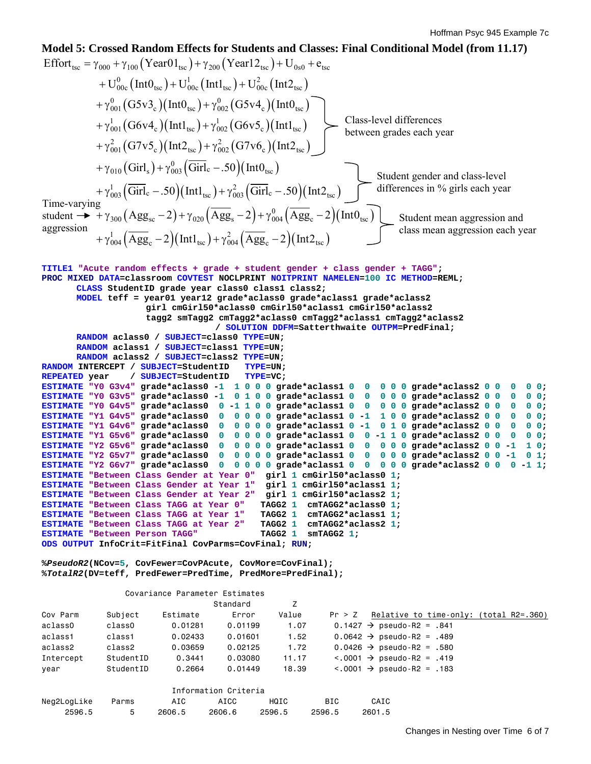## Model 5: Crossed Random Effects for Students and Classes: Final Conditional Model (from 11.17)

$$
\begin{aligned}
\text{Effort}_{tsc} = \; & \gamma_{000} + \gamma_{100}\left(\text{Year01}_{tsc}\right) + \gamma_{200}\left(\text{Year12}_{tsc}\right) + U_{0s0} + e_{tsc} \\
& + U_{00c}^{0}\left(\text{Int0}_{tsc}\right) + U_{00c}^{1}\left(\text{Int1}_{tsc}\right) + U_{00c}^{2}\left(\text{Int2}_{tsc}\right) \\
& + \gamma_{001}^{0}\left(\text{G5v3}_{c}\right)\left(\text{Int0}_{tsc}\right) + \gamma_{002}^{0}\left(\text{G5v4}_{c}\right)\left(\text{Int0}_{tsc}\right) \\
& + \gamma_{001}^{1}\left(\text{G6v4}_{c}\right)\left(\text{Int1}_{tsc}\right) + \gamma_{002}^{1}\left(\text{G6v5}_{c}\right)\left(\text{Int1}_{tsc}\right) \\
& + \gamma_{001}^{2}\left(\text{G7v5}_{c}\right)\left(\text{Int2}_{tsc}\right) + \gamma_{002}^{2}\left(\text{G7v6}_{c}\right)\left(\text{Int2}_{tsc}\right) \\
& + \gamma_{010}\left(\text{Girl}_{s}\right) + \gamma_{003}^{0}\left(\overline{\text{Girl}}_{c} - .50\right)\left(\text{Int0}_{tsc}\right) \\
& + \gamma_{003}^{1}\left(\overline{\text{Girl}}_{c} - .50\right)\left(\text{Int1}_{tsc}\right) + \gamma_{003}^{2}\left(\overline{\text{Girl}}_{c} - .50\right)\left(\text{Int2}_{tsc}\right) \\
& + \gamma_{300}\left(\text{Agg}_{sc} - 2\right) + \gamma_{020}\left(\overline{\text{Agg}}_{s} - 2\right) + \gamma_{004}^{0}\left(\overline{\text{Agg}}_{c} - 2\right)\left(\text{Int0}_{tsc}\right) \\
& + \gamma_{004}^{1}\left(\overline{\text{Agg}}_{c} - 2\right)\left(\text{Int1}_{tsc}\right) + \gamma_{004}^{2}\left(\overline{\text{Agg}}_{c} - 2\right)\left(\text{Int2}_{tsc}\right)
\end{aligned}
$$

- Rows 3–5 ($\gamma_{001}$, $\gamma_{002}$ terms): Class-level differences between grades each year
- Rows 6–7 ($\gamma_{010}$, $\gamma_{003}$ terms): Student gender and class-level differences in % girls each year
- Rows 8–9 ($\gamma_{300}$, $\gamma_{020}$, $\gamma_{004}$ terms): Student mean aggression and class mean aggression each year; the $\gamma_{300}$ term is the time-varying student aggression

```
TITLE1 "Acute random effects + grade + student gender + class gender + TAGG";
PROC MIXED DATA=classroom COVTEST NOCLPRINT NOITPRINT NAMELEN=100 IC METHOD=REML;
      CLASS StudentID grade year class0 class1 class2;
      MODEL teff = year01 year12 grade*aclass0 grade*aclass1 grade*aclass2
                   girl cmGirl50*aclass0 cmGirl50*aclass1 cmGirl50*aclass2
                   tagg2 smTagg2 cmTagg2*aclass0 cmTagg2*aclass1 cmTagg2*aclass2
                          / SOLUTION DDFM=Satterthwaite OUTPM=PredFinal;
      RANDOM aclass0 / SUBJECT=class0 TYPE=UN;
      RANDOM aclass1 / SUBJECT=class1 TYPE=UN;
      RANDOM aclass2 / SUBJECT=class2 TYPE=UN;
RANDOM INTERCEPT / SUBJECT=StudentID   TYPE=UN;
REPEATED year    / SUBJECT=StudentID   TYPE=VC;
ESTIMATE "Y0 G3v4" grade*aclass0 -1  1 0 0 0 grade*aclass1 0  0  0 0 0 grade*aclass2 0 0  0  0 0;
ESTIMATE "Y0 G3v5" grade*aclass0 -1  0 1 0 0 grade*aclass1 0  0  0 0 0 grade*aclass2 0 0  0  0 0;
ESTIMATE "Y0 G4v5" grade*aclass0  0 -1 1 0 0 grade*aclass1 0  0  0 0 0 grade*aclass2 0 0  0  0 0;
ESTIMATE "Y1 G4v5" grade*aclass0  0  0 0 0 0 grade*aclass1 0 -1  1 0 0 grade*aclass2 0 0  0  0 0;
ESTIMATE "Y1 G4v6" grade*aclass0  0  0 0 0 0 grade*aclass1 0 -1  0 1 0 grade*aclass2 0 0  0  0 0;
ESTIMATE "Y1 G5v6" grade*aclass0  0  0 0 0 0 grade*aclass1 0  0 -1 1 0 grade*aclass2 0 0  0  0 0;
ESTIMATE "Y2 G5v6" grade*aclass0  0  0 0 0 0 grade*aclass1 0  0  0 0 0 grade*aclass2 0 0 -1  1 0;
ESTIMATE "Y2 G5v7" grade*aclass0  0  0 0 0 0 grade*aclass1 0  0  0 0 0 grade*aclass2 0 0 -1  0 1;
ESTIMATE "Y2 G6v7" grade*aclass0  0  0 0 0 0 grade*aclass1 0  0  0 0 0 grade*aclass2 0 0  0 -1 1;
ESTIMATE "Between Class Gender at Year 0"  girl 1 cmGirl50*aclass0 1;
ESTIMATE "Between Class Gender at Year 1"  girl 1 cmGirl50*aclass1 1;
ESTIMATE "Between Class Gender at Year 2"  girl 1 cmGirl50*aclass2 1;
ESTIMATE "Between Class TAGG at Year 0"   TAGG2 1  cmTAGG2*aclass0 1;
ESTIMATE "Between Class TAGG at Year 1"   TAGG2 1  cmTAGG2*aclass1 1;
ESTIMATE "Between Class TAGG at Year 2"   TAGG2 1  cmTAGG2*aclass2 1;
ESTIMATE "Between Person TAGG"            TAGG2 1  smTAGG2 1;
ODS OUTPUT InfoCrit=FitFinal CovParms=CovFinal; RUN;

%PseudoR2(NCov=5, CovFewer=CovPAcute, CovMore=CovFinal);
%TotalR2(DV=teff, PredFewer=PredTime, PredMore=PredFinal);
```

Covariance Parameter Estimates

| Cov Parm | Subject | Estimate | Standard Error | Z Value | Pr > Z | Relative to time-only: (total R2=.360) |
|---|---|---|---|---|---|---|
| aclass0 | class0 | 0.01281 | 0.01199 | 1.07 | 0.1427 | → pseudo-R2 = .841 |
| aclass1 | class1 | 0.02433 | 0.01601 | 1.52 | 0.0642 | → pseudo-R2 = .489 |
| aclass2 | class2 | 0.03659 | 0.02125 | 1.72 | 0.0426 | → pseudo-R2 = .580 |
| Intercept | StudentID | 0.3441 | 0.03080 | 11.17 | <.0001 | → pseudo-R2 = .419 |
| year | StudentID | 0.2664 | 0.01449 | 18.39 | <.0001 | → pseudo-R2 = .183 |

Information Criteria

| Neg2LogLike | Parms | AIC | AICC | HQIC | BIC | CAIC |
|---|---|---|---|---|---|---|
| 2596.5 | 5 | 2606.5 | 2606.6 | 2596.5 | 2596.5 | 2601.5 |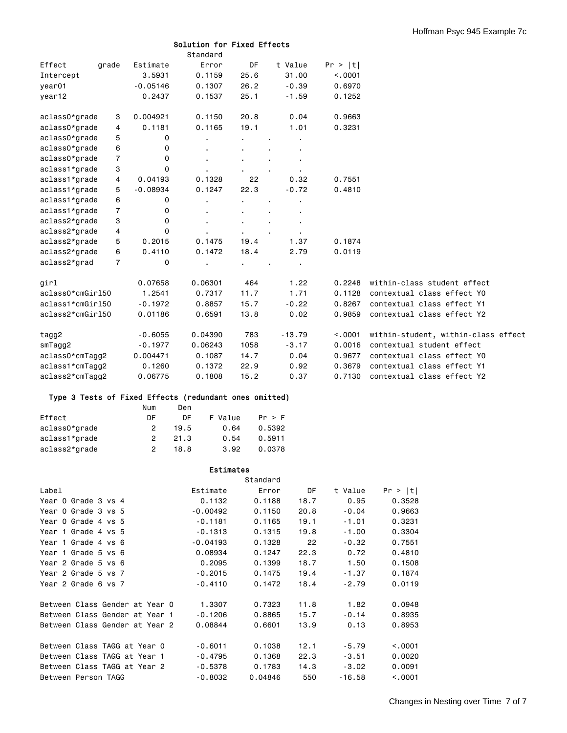## Solution for Fixed Effects

| Effect | grade | Estimate | Standard Error | DF | t Value | Pr > \|t\| | |
|---|---|---|---|---|---|---|---|
| Intercept | | 3.5931 | 0.1159 | 25.6 | 31.00 | <.0001 | |
| year01 | | -0.05146 | 0.1307 | 26.2 | -0.39 | 0.6970 | |
| year12 | | 0.2437 | 0.1537 | 25.1 | -1.59 | 0.1252 | |
| aclass0*grade | 3 | 0.004921 | 0.1150 | 20.8 | 0.04 | 0.9663 | |
| aclass0*grade | 4 | 0.1181 | 0.1165 | 19.1 | 1.01 | 0.3231 | |
| aclass0*grade | 5 | 0 | . | . | . | . | |
| aclass0*grade | 6 | 0 | . | . | . | . | |
| aclass0*grade | 7 | 0 | . | . | . | . | |
| aclass1*grade | 3 | 0 | . | . | . | . | |
| aclass1*grade | 4 | 0.04193 | 0.1328 | 22 | 0.32 | 0.7551 | |
| aclass1*grade | 5 | -0.08934 | 0.1247 | 22.3 | -0.72 | 0.4810 | |
| aclass1*grade | 6 | 0 | . | . | . | . | |
| aclass1*grade | 7 | 0 | . | . | . | . | |
| aclass2*grade | 3 | 0 | . | . | . | . | |
| aclass2*grade | 4 | 0 | . | . | . | . | |
| aclass2*grade | 5 | 0.2015 | 0.1475 | 19.4 | 1.37 | 0.1874 | |
| aclass2*grade | 6 | 0.4110 | 0.1472 | 18.4 | 2.79 | 0.0119 | |
| aclass2*grad | 7 | 0 | . | . | . | . | |
| girl | | 0.07658 | 0.06301 | 464 | 1.22 | 0.2248 | within-class student effect |
| aclass0*cmGirl50 | | 1.2541 | 0.7317 | 11.7 | 1.71 | 0.1128 | contextual class effect Y0 |
| aclass1*cmGirl50 | | -0.1972 | 0.8857 | 15.7 | -0.22 | 0.8267 | contextual class effect Y1 |
| aclass2*cmGirl50 | | 0.01186 | 0.6591 | 13.8 | 0.02 | 0.9859 | contextual class effect Y2 |
| tagg2 | | -0.6055 | 0.04390 | 783 | -13.79 | <.0001 | within-student, within-class effect |
| smTagg2 | | -0.1977 | 0.06243 | 1058 | -3.17 | 0.0016 | contextual student effect |
| aclass0*cmTagg2 | | 0.004471 | 0.1087 | 14.7 | 0.04 | 0.9677 | contextual class effect Y0 |
| aclass1*cmTagg2 | | 0.1260 | 0.1372 | 22.9 | 0.92 | 0.3679 | contextual class effect Y1 |
| aclass2*cmTagg2 | | 0.06775 | 0.1808 | 15.2 | 0.37 | 0.7130 | contextual class effect Y2 |

## Type 3 Tests of Fixed Effects (redundant ones omitted)

| Effect | Num DF | Den DF | F Value | Pr > F |
|---|---|---|---|---|
| aclass0*grade | 2 | 19.5 | 0.64 | 0.5392 |
| aclass1*grade | 2 | 21.3 | 0.54 | 0.5911 |
| aclass2*grade | 2 | 18.8 | 3.92 | 0.0378 |

## Estimates

| Label | Estimate | Standard Error | DF | t Value | Pr > \|t\| |
|---|---|---|---|---|---|
| Year 0 Grade 3 vs 4 | 0.1132 | 0.1188 | 18.7 | 0.95 | 0.3528 |
| Year 0 Grade 3 vs 5 | -0.00492 | 0.1150 | 20.8 | -0.04 | 0.9663 |
| Year 0 Grade 4 vs 5 | -0.1181 | 0.1165 | 19.1 | -1.01 | 0.3231 |
| Year 1 Grade 4 vs 5 | -0.1313 | 0.1315 | 19.8 | -1.00 | 0.3304 |
| Year 1 Grade 4 vs 6 | -0.04193 | 0.1328 | 22 | -0.32 | 0.7551 |
| Year 1 Grade 5 vs 6 | 0.08934 | 0.1247 | 22.3 | 0.72 | 0.4810 |
| Year 2 Grade 5 vs 6 | 0.2095 | 0.1399 | 18.7 | 1.50 | 0.1508 |
| Year 2 Grade 5 vs 7 | -0.2015 | 0.1475 | 19.4 | -1.37 | 0.1874 |
| Year 2 Grade 6 vs 7 | -0.4110 | 0.1472 | 18.4 | -2.79 | 0.0119 |
| Between Class Gender at Year 0 | 1.3307 | 0.7323 | 11.8 | 1.82 | 0.0948 |
| Between Class Gender at Year 1 | -0.1206 | 0.8865 | 15.7 | -0.14 | 0.8935 |
| Between Class Gender at Year 2 | 0.08844 | 0.6601 | 13.9 | 0.13 | 0.8953 |
| Between Class TAGG at Year 0 | -0.6011 | 0.1038 | 12.1 | -5.79 | <.0001 |
| Between Class TAGG at Year 1 | -0.4795 | 0.1368 | 22.3 | -3.51 | 0.0020 |
| Between Class TAGG at Year 2 | -0.5378 | 0.1783 | 14.3 | -3.02 | 0.0091 |
| Between Person TAGG | -0.8032 | 0.04846 | 550 | -16.58 | <.0001 |